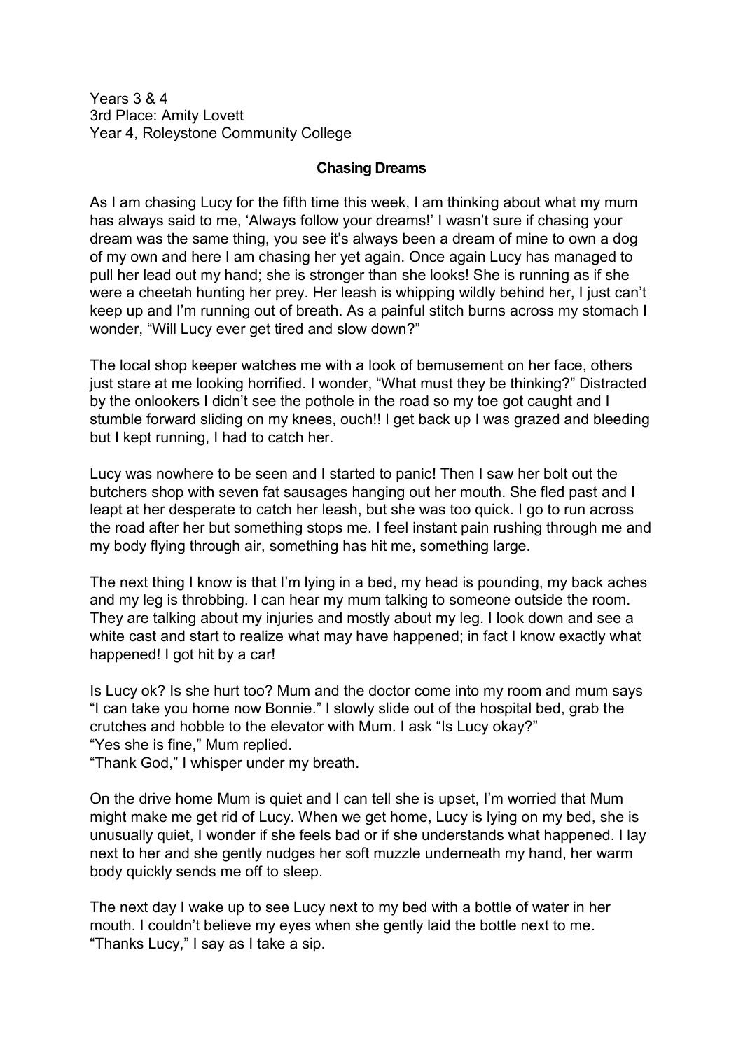Years 3 & 4
3rd Place: Amity Lovett
Year 4, Roleystone Community College

**Chasing Dreams**

As I am chasing Lucy for the fifth time this week, I am thinking about what my mum has always said to me, 'Always follow your dreams!' I wasn't sure if chasing your dream was the same thing, you see it's always been a dream of mine to own a dog of my own and here I am chasing her yet again. Once again Lucy has managed to pull her lead out my hand; she is stronger than she looks! She is running as if she were a cheetah hunting her prey. Her leash is whipping wildly behind her, I just can't keep up and I'm running out of breath. As a painful stitch burns across my stomach I wonder, "Will Lucy ever get tired and slow down?"

The local shop keeper watches me with a look of bemusement on her face, others just stare at me looking horrified. I wonder, "What must they be thinking?" Distracted by the onlookers I didn't see the pothole in the road so my toe got caught and I stumble forward sliding on my knees, ouch!! I get back up I was grazed and bleeding but I kept running, I had to catch her.

Lucy was nowhere to be seen and I started to panic! Then I saw her bolt out the butchers shop with seven fat sausages hanging out her mouth. She fled past and I leapt at her desperate to catch her leash, but she was too quick. I go to run across the road after her but something stops me. I feel instant pain rushing through me and my body flying through air, something has hit me, something large.

The next thing I know is that I'm lying in a bed, my head is pounding, my back aches and my leg is throbbing. I can hear my mum talking to someone outside the room. They are talking about my injuries and mostly about my leg. I look down and see a white cast and start to realize what may have happened; in fact I know exactly what happened! I got hit by a car!

Is Lucy ok? Is she hurt too? Mum and the doctor come into my room and mum says "I can take you home now Bonnie." I slowly slide out of the hospital bed, grab the crutches and hobble to the elevator with Mum. I ask "Is Lucy okay?"
"Yes she is fine," Mum replied.
"Thank God," I whisper under my breath.

On the drive home Mum is quiet and I can tell she is upset, I'm worried that Mum might make me get rid of Lucy. When we get home, Lucy is lying on my bed, she is unusually quiet, I wonder if she feels bad or if she understands what happened. I lay next to her and she gently nudges her soft muzzle underneath my hand, her warm body quickly sends me off to sleep.

The next day I wake up to see Lucy next to my bed with a bottle of water in her mouth. I couldn't believe my eyes when she gently laid the bottle next to me. "Thanks Lucy," I say as I take a sip.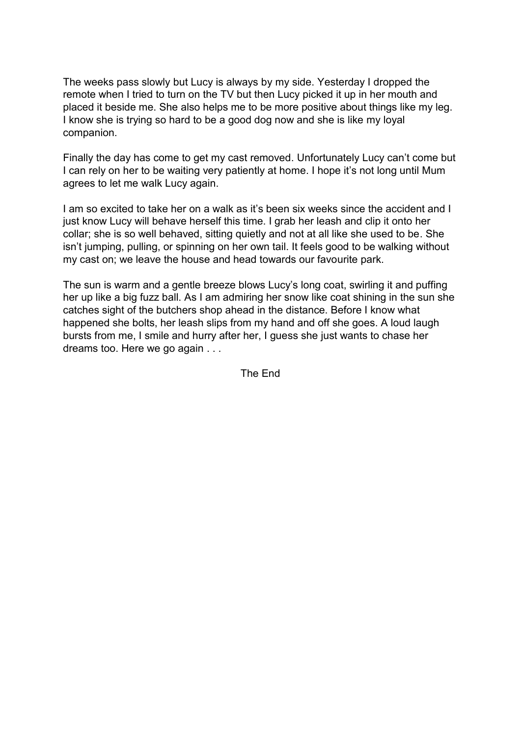The weeks pass slowly but Lucy is always by my side. Yesterday I dropped the remote when I tried to turn on the TV but then Lucy picked it up in her mouth and placed it beside me. She also helps me to be more positive about things like my leg. I know she is trying so hard to be a good dog now and she is like my loyal companion.

Finally the day has come to get my cast removed. Unfortunately Lucy can't come but I can rely on her to be waiting very patiently at home. I hope it's not long until Mum agrees to let me walk Lucy again.

I am so excited to take her on a walk as it's been six weeks since the accident and I just know Lucy will behave herself this time. I grab her leash and clip it onto her collar; she is so well behaved, sitting quietly and not at all like she used to be. She isn't jumping, pulling, or spinning on her own tail. It feels good to be walking without my cast on; we leave the house and head towards our favourite park.

The sun is warm and a gentle breeze blows Lucy's long coat, swirling it and puffing her up like a big fuzz ball. As I am admiring her snow like coat shining in the sun she catches sight of the butchers shop ahead in the distance. Before I know what happened she bolts, her leash slips from my hand and off she goes. A loud laugh bursts from me, I smile and hurry after her, I guess she just wants to chase her dreams too. Here we go again . . .

The End